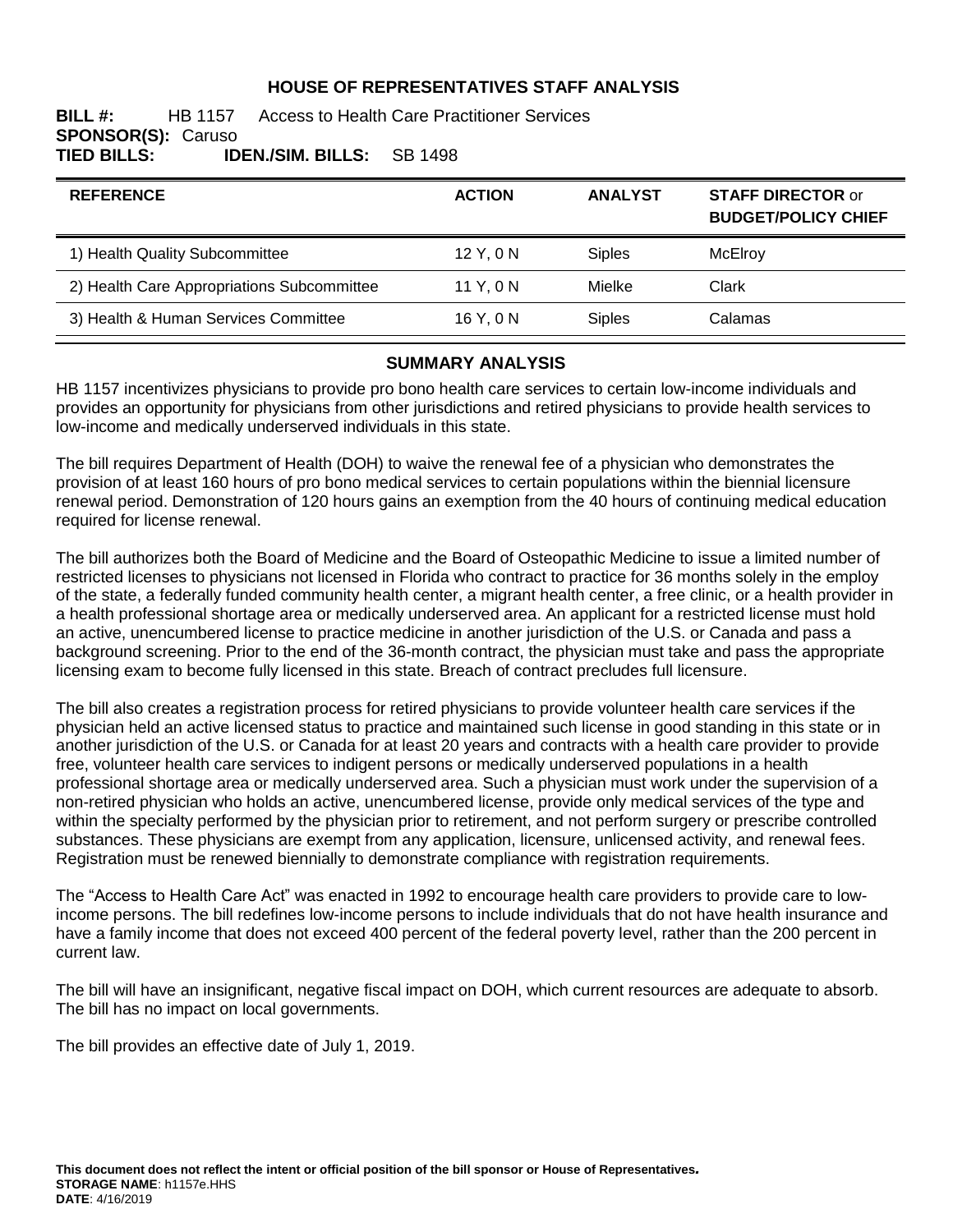# HOUSE OF REPRESENTATIVES STAFF ANALYSIS

**BILL #:** HB 1157 Access to Health Care Practitioner Services
**SPONSOR(S):** Caruso
**TIED BILLS:** **IDEN./SIM. BILLS:** SB 1498

| REFERENCE | ACTION | ANALYST | STAFF DIRECTOR or BUDGET/POLICY CHIEF |
|---|---|---|---|
| 1) Health Quality Subcommittee | 12 Y, 0 N | Siples | McElroy |
| 2) Health Care Appropriations Subcommittee | 11 Y, 0 N | Mielke | Clark |
| 3) Health & Human Services Committee | 16 Y, 0 N | Siples | Calamas |

## SUMMARY ANALYSIS

HB 1157 incentivizes physicians to provide pro bono health care services to certain low-income individuals and provides an opportunity for physicians from other jurisdictions and retired physicians to provide health services to low-income and medically underserved individuals in this state.

The bill requires Department of Health (DOH) to waive the renewal fee of a physician who demonstrates the provision of at least 160 hours of pro bono medical services to certain populations within the biennial licensure renewal period. Demonstration of 120 hours gains an exemption from the 40 hours of continuing medical education required for license renewal.

The bill authorizes both the Board of Medicine and the Board of Osteopathic Medicine to issue a limited number of restricted licenses to physicians not licensed in Florida who contract to practice for 36 months solely in the employ of the state, a federally funded community health center, a migrant health center, a free clinic, or a health provider in a health professional shortage area or medically underserved area. An applicant for a restricted license must hold an active, unencumbered license to practice medicine in another jurisdiction of the U.S. or Canada and pass a background screening. Prior to the end of the 36-month contract, the physician must take and pass the appropriate licensing exam to become fully licensed in this state. Breach of contract precludes full licensure.

The bill also creates a registration process for retired physicians to provide volunteer health care services if the physician held an active licensed status to practice and maintained such license in good standing in this state or in another jurisdiction of the U.S. or Canada for at least 20 years and contracts with a health care provider to provide free, volunteer health care services to indigent persons or medically underserved populations in a health professional shortage area or medically underserved area. Such a physician must work under the supervision of a non-retired physician who holds an active, unencumbered license, provide only medical services of the type and within the specialty performed by the physician prior to retirement, and not perform surgery or prescribe controlled substances. These physicians are exempt from any application, licensure, unlicensed activity, and renewal fees. Registration must be renewed biennially to demonstrate compliance with registration requirements.

The "Access to Health Care Act" was enacted in 1992 to encourage health care providers to provide care to low-income persons. The bill redefines low-income persons to include individuals that do not have health insurance and have a family income that does not exceed 400 percent of the federal poverty level, rather than the 200 percent in current law.

The bill will have an insignificant, negative fiscal impact on DOH, which current resources are adequate to absorb. The bill has no impact on local governments.

The bill provides an effective date of July 1, 2019.

**This document does not reflect the intent or official position of the bill sponsor or House of Representatives.**
**STORAGE NAME**: h1157e.HHS
**DATE**: 4/16/2019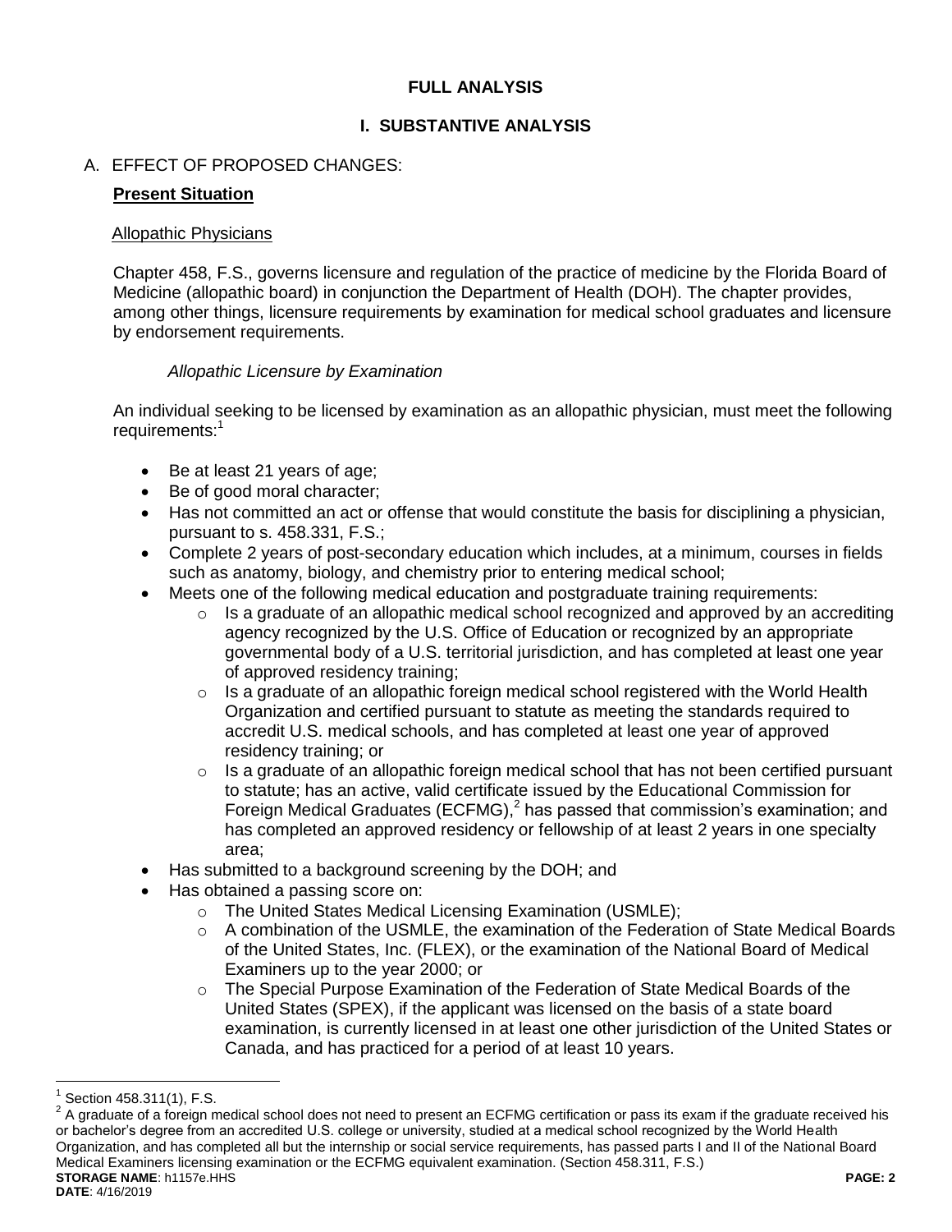# FULL ANALYSIS

## I. SUBSTANTIVE ANALYSIS

### A. EFFECT OF PROPOSED CHANGES:

**Present Situation**

Allopathic Physicians

Chapter 458, F.S., governs licensure and regulation of the practice of medicine by the Florida Board of Medicine (allopathic board) in conjunction the Department of Health (DOH). The chapter provides, among other things, licensure requirements by examination for medical school graduates and licensure by endorsement requirements.

*Allopathic Licensure by Examination*

An individual seeking to be licensed by examination as an allopathic physician, must meet the following requirements:[1]

- Be at least 21 years of age;
- Be of good moral character;
- Has not committed an act or offense that would constitute the basis for disciplining a physician, pursuant to s. 458.331, F.S.;
- Complete 2 years of post-secondary education which includes, at a minimum, courses in fields such as anatomy, biology, and chemistry prior to entering medical school;
- Meets one of the following medical education and postgraduate training requirements:
  - Is a graduate of an allopathic medical school recognized and approved by an accrediting agency recognized by the U.S. Office of Education or recognized by an appropriate governmental body of a U.S. territorial jurisdiction, and has completed at least one year of approved residency training;
  - Is a graduate of an allopathic foreign medical school registered with the World Health Organization and certified pursuant to statute as meeting the standards required to accredit U.S. medical schools, and has completed at least one year of approved residency training; or
  - Is a graduate of an allopathic foreign medical school that has not been certified pursuant to statute; has an active, valid certificate issued by the Educational Commission for Foreign Medical Graduates (ECFMG),[2] has passed that commission's examination; and has completed an approved residency or fellowship of at least 2 years in one specialty area;
- Has submitted to a background screening by the DOH; and
- Has obtained a passing score on:
  - The United States Medical Licensing Examination (USMLE);
  - A combination of the USMLE, the examination of the Federation of State Medical Boards of the United States, Inc. (FLEX), or the examination of the National Board of Medical Examiners up to the year 2000; or
  - The Special Purpose Examination of the Federation of State Medical Boards of the United States (SPEX), if the applicant was licensed on the basis of a state board examination, is currently licensed in at least one other jurisdiction of the United States or Canada, and has practiced for a period of at least 10 years.

---

[1] Section 458.311(1), F.S.

[2] A graduate of a foreign medical school does not need to present an ECFMG certification or pass its exam if the graduate received his or bachelor's degree from an accredited U.S. college or university, studied at a medical school recognized by the World Health Organization, and has completed all but the internship or social service requirements, has passed parts I and II of the National Board Medical Examiners licensing examination or the ECFMG equivalent examination. (Section 458.311, F.S.)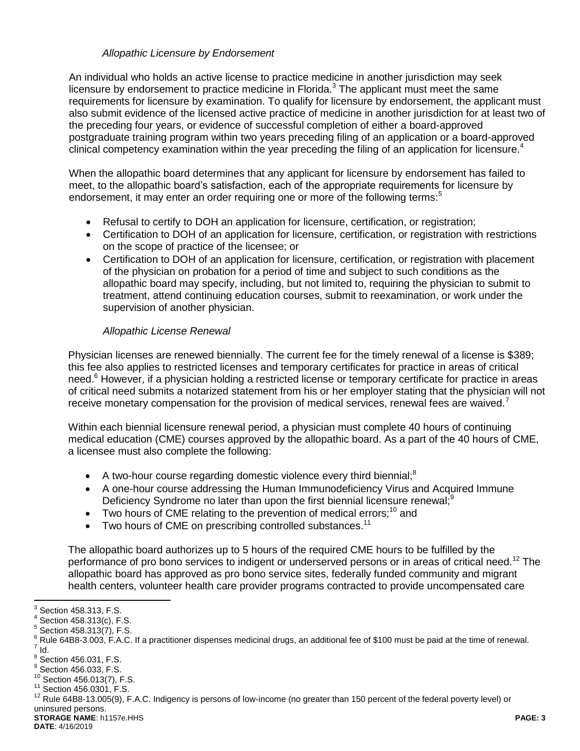*Allopathic Licensure by Endorsement*

An individual who holds an active license to practice medicine in another jurisdiction may seek licensure by endorsement to practice medicine in Florida.[3] The applicant must meet the same requirements for licensure by examination. To qualify for licensure by endorsement, the applicant must also submit evidence of the licensed active practice of medicine in another jurisdiction for at least two of the preceding four years, or evidence of successful completion of either a board-approved postgraduate training program within two years preceding filing of an application or a board-approved clinical competency examination within the year preceding the filing of an application for licensure.[4]

When the allopathic board determines that any applicant for licensure by endorsement has failed to meet, to the allopathic board's satisfaction, each of the appropriate requirements for licensure by endorsement, it may enter an order requiring one or more of the following terms:[5]

- Refusal to certify to DOH an application for licensure, certification, or registration;
- Certification to DOH of an application for licensure, certification, or registration with restrictions on the scope of practice of the licensee; or
- Certification to DOH of an application for licensure, certification, or registration with placement of the physician on probation for a period of time and subject to such conditions as the allopathic board may specify, including, but not limited to, requiring the physician to submit to treatment, attend continuing education courses, submit to reexamination, or work under the supervision of another physician.

*Allopathic License Renewal*

Physician licenses are renewed biennially. The current fee for the timely renewal of a license is $389; this fee also applies to restricted licenses and temporary certificates for practice in areas of critical need.[6] However, if a physician holding a restricted license or temporary certificate for practice in areas of critical need submits a notarized statement from his or her employer stating that the physician will not receive monetary compensation for the provision of medical services, renewal fees are waived.[7]

Within each biennial licensure renewal period, a physician must complete 40 hours of continuing medical education (CME) courses approved by the allopathic board. As a part of the 40 hours of CME, a licensee must also complete the following:

- A two-hour course regarding domestic violence every third biennial;[8]
- A one-hour course addressing the Human Immunodeficiency Virus and Acquired Immune Deficiency Syndrome no later than upon the first biennial licensure renewal;[9]
- Two hours of CME relating to the prevention of medical errors;[10] and
- Two hours of CME on prescribing controlled substances.[11]

The allopathic board authorizes up to 5 hours of the required CME hours to be fulfilled by the performance of pro bono services to indigent or underserved persons or in areas of critical need.[12] The allopathic board has approved as pro bono service sites, federally funded community and migrant health centers, volunteer health care provider programs contracted to provide uncompensated care

---

[3] Section 458.313, F.S.

[4] Section 458.313(c), F.S.

[5] Section 458.313(7), F.S.

[6] Rule 64B8-3.003, F.A.C. If a practitioner dispenses medicinal drugs, an additional fee of $100 must be paid at the time of renewal.

[7] Id.

[8] Section 456.031, F.S.

[9] Section 456.033, F.S.

[10] Section 456.013(7), F.S.

[11] Section 456.0301, F.S.

[12] Rule 64B8-13.005(9), F.A.C. Indigency is persons of low-income (no greater than 150 percent of the federal poverty level) or uninsured persons.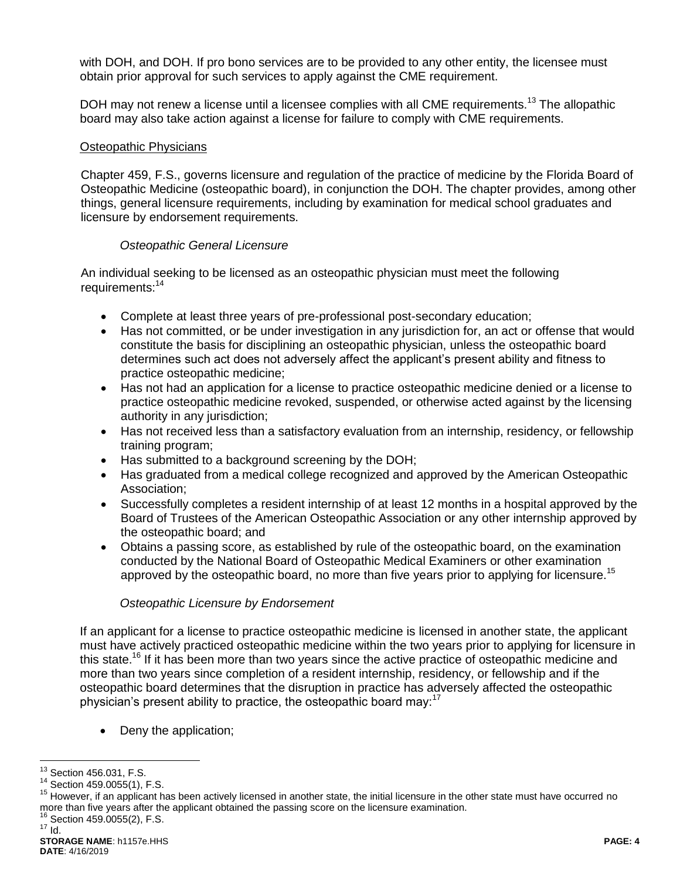with DOH, and DOH. If pro bono services are to be provided to any other entity, the licensee must obtain prior approval for such services to apply against the CME requirement.

DOH may not renew a license until a licensee complies with all CME requirements.[13] The allopathic board may also take action against a license for failure to comply with CME requirements.

Osteopathic Physicians

Chapter 459, F.S., governs licensure and regulation of the practice of medicine by the Florida Board of Osteopathic Medicine (osteopathic board), in conjunction the DOH. The chapter provides, among other things, general licensure requirements, including by examination for medical school graduates and licensure by endorsement requirements.

*Osteopathic General Licensure*

An individual seeking to be licensed as an osteopathic physician must meet the following requirements:[14]

- Complete at least three years of pre-professional post-secondary education;
- Has not committed, or be under investigation in any jurisdiction for, an act or offense that would constitute the basis for disciplining an osteopathic physician, unless the osteopathic board determines such act does not adversely affect the applicant's present ability and fitness to practice osteopathic medicine;
- Has not had an application for a license to practice osteopathic medicine denied or a license to practice osteopathic medicine revoked, suspended, or otherwise acted against by the licensing authority in any jurisdiction;
- Has not received less than a satisfactory evaluation from an internship, residency, or fellowship training program;
- Has submitted to a background screening by the DOH;
- Has graduated from a medical college recognized and approved by the American Osteopathic Association;
- Successfully completes a resident internship of at least 12 months in a hospital approved by the Board of Trustees of the American Osteopathic Association or any other internship approved by the osteopathic board; and
- Obtains a passing score, as established by rule of the osteopathic board, on the examination conducted by the National Board of Osteopathic Medical Examiners or other examination approved by the osteopathic board, no more than five years prior to applying for licensure.[15]

*Osteopathic Licensure by Endorsement*

If an applicant for a license to practice osteopathic medicine is licensed in another state, the applicant must have actively practiced osteopathic medicine within the two years prior to applying for licensure in this state.[16] If it has been more than two years since the active practice of osteopathic medicine and more than two years since completion of a resident internship, residency, or fellowship and if the osteopathic board determines that the disruption in practice has adversely affected the osteopathic physician's present ability to practice, the osteopathic board may:[17]

- Deny the application;

---

[13] Section 456.031, F.S.

[14] Section 459.0055(1), F.S.

[15] However, if an applicant has been actively licensed in another state, the initial licensure in the other state must have occurred no more than five years after the applicant obtained the passing score on the licensure examination.

[16] Section 459.0055(2), F.S.

[17] Id.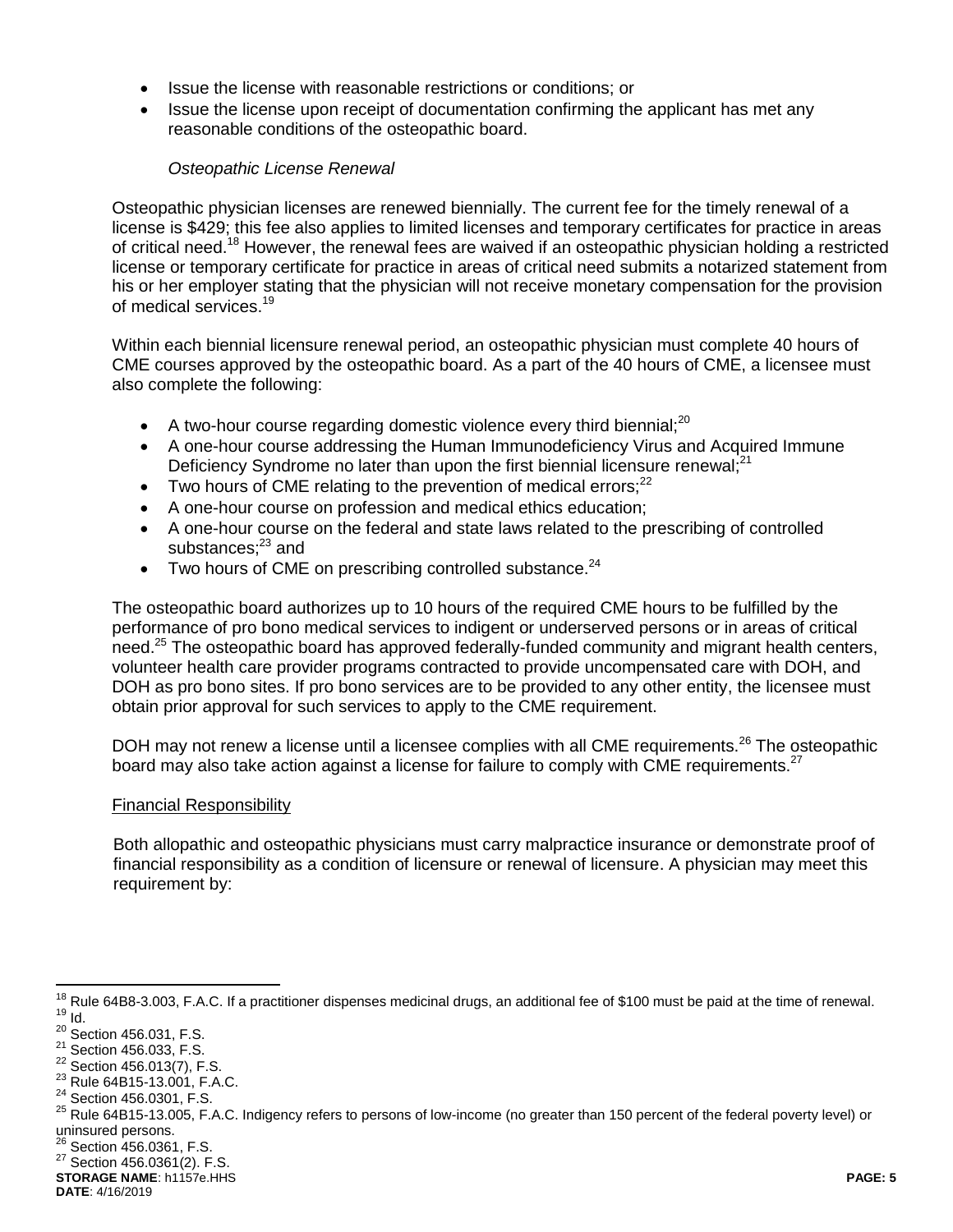- Issue the license with reasonable restrictions or conditions; or
- Issue the license upon receipt of documentation confirming the applicant has met any reasonable conditions of the osteopathic board.

*Osteopathic License Renewal*

Osteopathic physician licenses are renewed biennially. The current fee for the timely renewal of a license is $429; this fee also applies to limited licenses and temporary certificates for practice in areas of critical need.[18] However, the renewal fees are waived if an osteopathic physician holding a restricted license or temporary certificate for practice in areas of critical need submits a notarized statement from his or her employer stating that the physician will not receive monetary compensation for the provision of medical services.[19]

Within each biennial licensure renewal period, an osteopathic physician must complete 40 hours of CME courses approved by the osteopathic board. As a part of the 40 hours of CME, a licensee must also complete the following:

- A two-hour course regarding domestic violence every third biennial;[20]
- A one-hour course addressing the Human Immunodeficiency Virus and Acquired Immune Deficiency Syndrome no later than upon the first biennial licensure renewal;[21]
- Two hours of CME relating to the prevention of medical errors;[22]
- A one-hour course on profession and medical ethics education;
- A one-hour course on the federal and state laws related to the prescribing of controlled substances;[23] and
- Two hours of CME on prescribing controlled substance.[24]

The osteopathic board authorizes up to 10 hours of the required CME hours to be fulfilled by the performance of pro bono medical services to indigent or underserved persons or in areas of critical need.[25] The osteopathic board has approved federally-funded community and migrant health centers, volunteer health care provider programs contracted to provide uncompensated care with DOH, and DOH as pro bono sites. If pro bono services are to be provided to any other entity, the licensee must obtain prior approval for such services to apply to the CME requirement.

DOH may not renew a license until a licensee complies with all CME requirements.[26] The osteopathic board may also take action against a license for failure to comply with CME requirements.[27]

Financial Responsibility

Both allopathic and osteopathic physicians must carry malpractice insurance or demonstrate proof of financial responsibility as a condition of licensure or renewal of licensure. A physician may meet this requirement by:

---

[18] Rule 64B8-3.003, F.A.C. If a practitioner dispenses medicinal drugs, an additional fee of $100 must be paid at the time of renewal.
[19] Id.
[20] Section 456.031, F.S.
[21] Section 456.033, F.S.
[22] Section 456.013(7), F.S.
[23] Rule 64B15-13.001, F.A.C.
[24] Section 456.0301, F.S.
[25] Rule 64B15-13.005, F.A.C. Indigency refers to persons of low-income (no greater than 150 percent of the federal poverty level) or uninsured persons.
[26] Section 456.0361, F.S.
[27] Section 456.0361(2). F.S.

**STORAGE NAME**: h1157e.HHS
**DATE**: 4/16/2019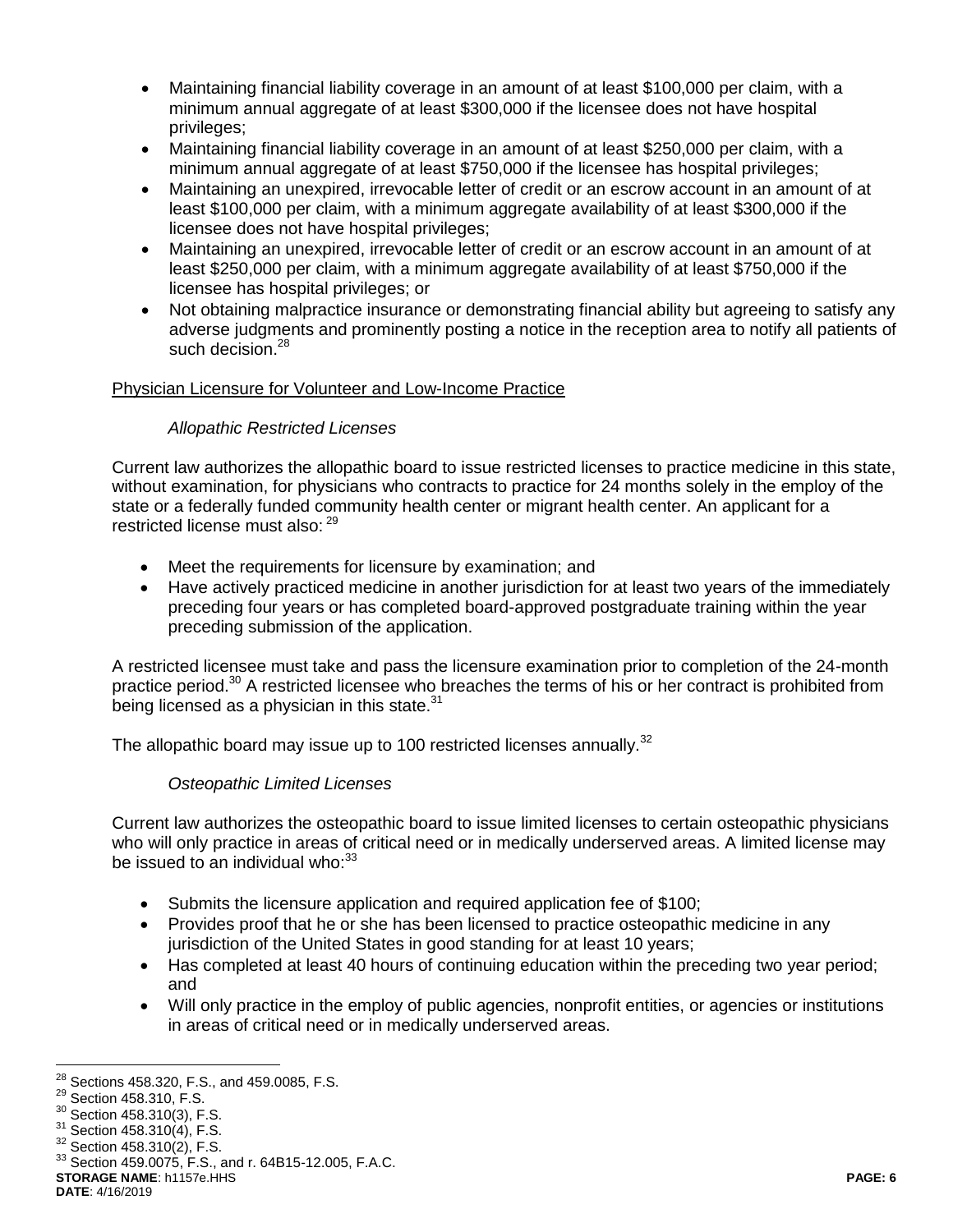- Maintaining financial liability coverage in an amount of at least $100,000 per claim, with a minimum annual aggregate of at least $300,000 if the licensee does not have hospital privileges;
- Maintaining financial liability coverage in an amount of at least $250,000 per claim, with a minimum annual aggregate of at least $750,000 if the licensee has hospital privileges;
- Maintaining an unexpired, irrevocable letter of credit or an escrow account in an amount of at least $100,000 per claim, with a minimum aggregate availability of at least $300,000 if the licensee does not have hospital privileges;
- Maintaining an unexpired, irrevocable letter of credit or an escrow account in an amount of at least $250,000 per claim, with a minimum aggregate availability of at least $750,000 if the licensee has hospital privileges; or
- Not obtaining malpractice insurance or demonstrating financial ability but agreeing to satisfy any adverse judgments and prominently posting a notice in the reception area to notify all patients of such decision.[28]

<u>Physician Licensure for Volunteer and Low-Income Practice</u>

*Allopathic Restricted Licenses*

Current law authorizes the allopathic board to issue restricted licenses to practice medicine in this state, without examination, for physicians who contracts to practice for 24 months solely in the employ of the state or a federally funded community health center or migrant health center. An applicant for a restricted license must also: [29]

- Meet the requirements for licensure by examination; and
- Have actively practiced medicine in another jurisdiction for at least two years of the immediately preceding four years or has completed board-approved postgraduate training within the year preceding submission of the application.

A restricted licensee must take and pass the licensure examination prior to completion of the 24-month practice period.[30] A restricted licensee who breaches the terms of his or her contract is prohibited from being licensed as a physician in this state.[31]

The allopathic board may issue up to 100 restricted licenses annually.[32]

*Osteopathic Limited Licenses*

Current law authorizes the osteopathic board to issue limited licenses to certain osteopathic physicians who will only practice in areas of critical need or in medically underserved areas. A limited license may be issued to an individual who:[33]

- Submits the licensure application and required application fee of $100;
- Provides proof that he or she has been licensed to practice osteopathic medicine in any jurisdiction of the United States in good standing for at least 10 years;
- Has completed at least 40 hours of continuing education within the preceding two year period; and
- Will only practice in the employ of public agencies, nonprofit entities, or agencies or institutions in areas of critical need or in medically underserved areas.

---

[28] Sections 458.320, F.S., and 459.0085, F.S.
[29] Section 458.310, F.S.
[30] Section 458.310(3), F.S.
[31] Section 458.310(4), F.S.
[32] Section 458.310(2), F.S.
[33] Section 459.0075, F.S., and r. 64B15-12.005, F.A.C.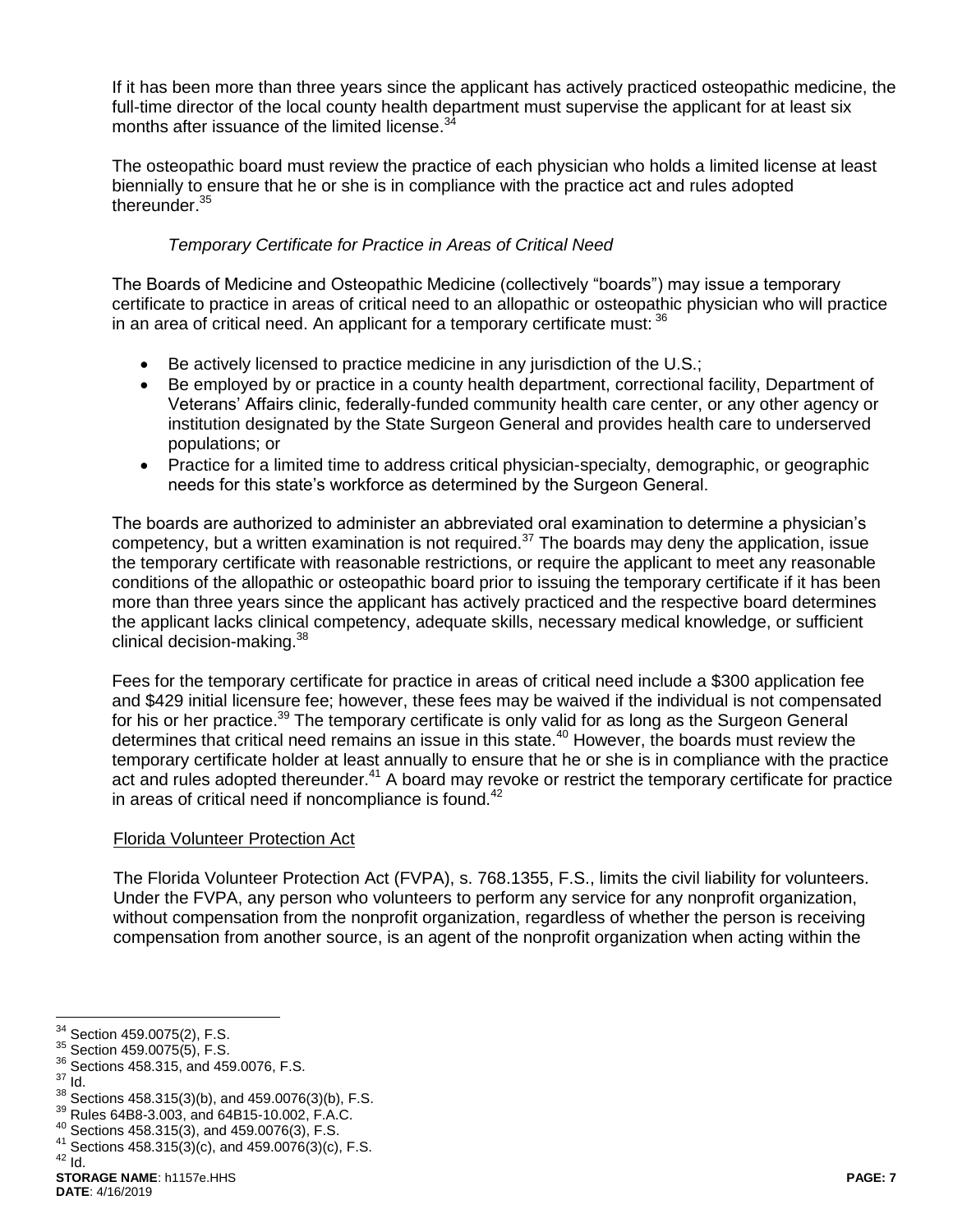If it has been more than three years since the applicant has actively practiced osteopathic medicine, the full-time director of the local county health department must supervise the applicant for at least six months after issuance of the limited license.[34]

The osteopathic board must review the practice of each physician who holds a limited license at least biennially to ensure that he or she is in compliance with the practice act and rules adopted thereunder.[35]

*Temporary Certificate for Practice in Areas of Critical Need*

The Boards of Medicine and Osteopathic Medicine (collectively "boards") may issue a temporary certificate to practice in areas of critical need to an allopathic or osteopathic physician who will practice in an area of critical need. An applicant for a temporary certificate must: [36]

- Be actively licensed to practice medicine in any jurisdiction of the U.S.;
- Be employed by or practice in a county health department, correctional facility, Department of Veterans' Affairs clinic, federally-funded community health care center, or any other agency or institution designated by the State Surgeon General and provides health care to underserved populations; or
- Practice for a limited time to address critical physician-specialty, demographic, or geographic needs for this state's workforce as determined by the Surgeon General.

The boards are authorized to administer an abbreviated oral examination to determine a physician's competency, but a written examination is not required.[37] The boards may deny the application, issue the temporary certificate with reasonable restrictions, or require the applicant to meet any reasonable conditions of the allopathic or osteopathic board prior to issuing the temporary certificate if it has been more than three years since the applicant has actively practiced and the respective board determines the applicant lacks clinical competency, adequate skills, necessary medical knowledge, or sufficient clinical decision-making.[38]

Fees for the temporary certificate for practice in areas of critical need include a $300 application fee and $429 initial licensure fee; however, these fees may be waived if the individual is not compensated for his or her practice.[39] The temporary certificate is only valid for as long as the Surgeon General determines that critical need remains an issue in this state.[40] However, the boards must review the temporary certificate holder at least annually to ensure that he or she is in compliance with the practice act and rules adopted thereunder.[41] A board may revoke or restrict the temporary certificate for practice in areas of critical need if noncompliance is found.[42]

<u>Florida Volunteer Protection Act</u>

The Florida Volunteer Protection Act (FVPA), s. 768.1355, F.S., limits the civil liability for volunteers. Under the FVPA, any person who volunteers to perform any service for any nonprofit organization, without compensation from the nonprofit organization, regardless of whether the person is receiving compensation from another source, is an agent of the nonprofit organization when acting within the

---

[34] Section 459.0075(2), F.S.
[35] Section 459.0075(5), F.S.
[36] Sections 458.315, and 459.0076, F.S.
[37] Id.
[38] Sections 458.315(3)(b), and 459.0076(3)(b), F.S.
[39] Rules 64B8-3.003, and 64B15-10.002, F.A.C.
[40] Sections 458.315(3), and 459.0076(3), F.S.
[41] Sections 458.315(3)(c), and 459.0076(3)(c), F.S.
[42] Id.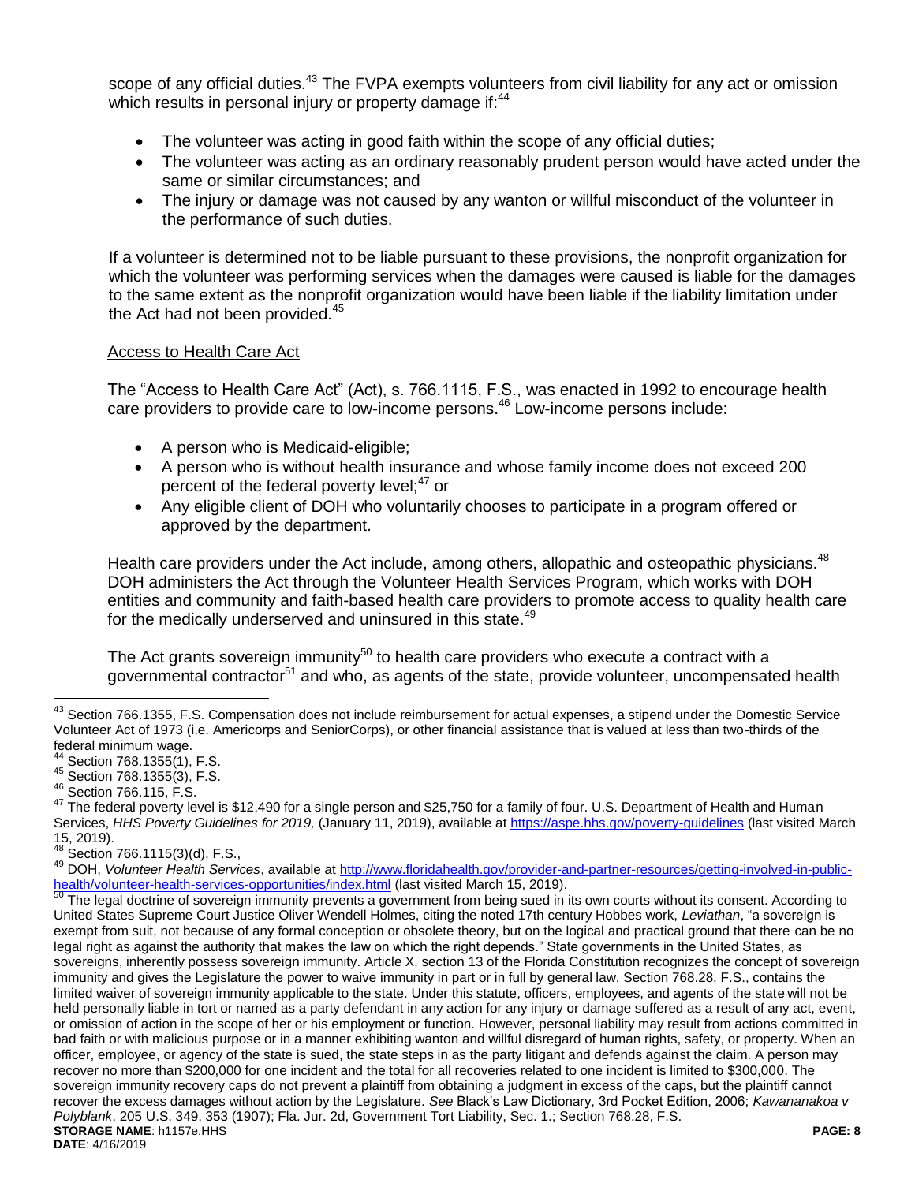scope of any official duties.[43] The FVPA exempts volunteers from civil liability for any act or omission which results in personal injury or property damage if:[44]

- The volunteer was acting in good faith within the scope of any official duties;
- The volunteer was acting as an ordinary reasonably prudent person would have acted under the same or similar circumstances; and
- The injury or damage was not caused by any wanton or willful misconduct of the volunteer in the performance of such duties.

If a volunteer is determined not to be liable pursuant to these provisions, the nonprofit organization for which the volunteer was performing services when the damages were caused is liable for the damages to the same extent as the nonprofit organization would have been liable if the liability limitation under the Act had not been provided.[45]

Access to Health Care Act

The "Access to Health Care Act" (Act), s. 766.1115, F.S., was enacted in 1992 to encourage health care providers to provide care to low-income persons.[46] Low-income persons include:

- A person who is Medicaid-eligible;
- A person who is without health insurance and whose family income does not exceed 200 percent of the federal poverty level;[47] or
- Any eligible client of DOH who voluntarily chooses to participate in a program offered or approved by the department.

Health care providers under the Act include, among others, allopathic and osteopathic physicians.[48] DOH administers the Act through the Volunteer Health Services Program, which works with DOH entities and community and faith-based health care providers to promote access to quality health care for the medically underserved and uninsured in this state.[49]

The Act grants sovereign immunity[50] to health care providers who execute a contract with a governmental contractor[51] and who, as agents of the state, provide volunteer, uncompensated health

---

[43] Section 766.1355, F.S. Compensation does not include reimbursement for actual expenses, a stipend under the Domestic Service Volunteer Act of 1973 (i.e. Americorps and SeniorCorps), or other financial assistance that is valued at less than two-thirds of the federal minimum wage.

[44] Section 768.1355(1), F.S.

[45] Section 768.1355(3), F.S.

[46] Section 766.115, F.S.

[47] The federal poverty level is $12,490 for a single person and $25,750 for a family of four. U.S. Department of Health and Human Services, *HHS Poverty Guidelines for 2019,* (January 11, 2019), available at https://aspe.hhs.gov/poverty-guidelines (last visited March 15, 2019).

[48] Section 766.1115(3)(d), F.S.,

[49] DOH, *Volunteer Health Services*, available at http://www.floridahealth.gov/provider-and-partner-resources/getting-involved-in-public-health/volunteer-health-services-opportunities/index.html (last visited March 15, 2019).

[50] The legal doctrine of sovereign immunity prevents a government from being sued in its own courts without its consent. According to United States Supreme Court Justice Oliver Wendell Holmes, citing the noted 17th century Hobbes work, *Leviathan*, "a sovereign is exempt from suit, not because of any formal conception or obsolete theory, but on the logical and practical ground that there can be no legal right as against the authority that makes the law on which the right depends." State governments in the United States, as sovereigns, inherently possess sovereign immunity. Article X, section 13 of the Florida Constitution recognizes the concept of sovereign immunity and gives the Legislature the power to waive immunity in part or in full by general law. Section 768.28, F.S., contains the limited waiver of sovereign immunity applicable to the state. Under this statute, officers, employees, and agents of the state will not be held personally liable in tort or named as a party defendant in any action for any injury or damage suffered as a result of any act, event, or omission of action in the scope of her or his employment or function. However, personal liability may result from actions committed in bad faith or with malicious purpose or in a manner exhibiting wanton and willful disregard of human rights, safety, or property. When an officer, employee, or agency of the state is sued, the state steps in as the party litigant and defends against the claim. A person may recover no more than $200,000 for one incident and the total for all recoveries related to one incident is limited to $300,000. The sovereign immunity recovery caps do not prevent a plaintiff from obtaining a judgment in excess of the caps, but the plaintiff cannot recover the excess damages without action by the Legislature. *See* Black's Law Dictionary, 3rd Pocket Edition, 2006; *Kawananakoa v Polyblank*, 205 U.S. 349, 353 (1907); Fla. Jur. 2d, Government Tort Liability, Sec. 1.; Section 768.28, F.S.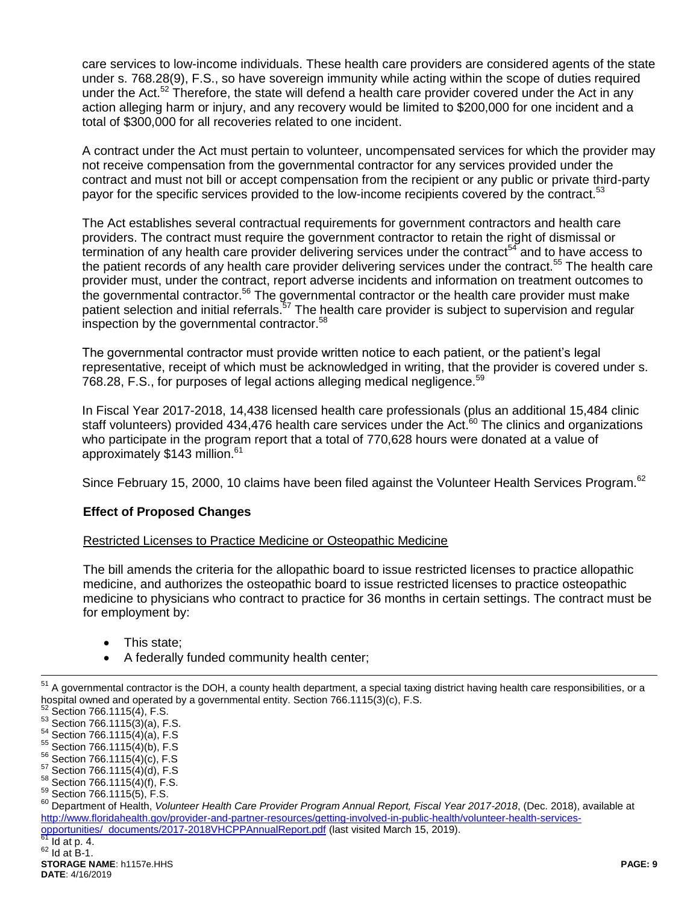care services to low-income individuals. These health care providers are considered agents of the state under s. 768.28(9), F.S., so have sovereign immunity while acting within the scope of duties required under the Act.[52] Therefore, the state will defend a health care provider covered under the Act in any action alleging harm or injury, and any recovery would be limited to $200,000 for one incident and a total of $300,000 for all recoveries related to one incident.

A contract under the Act must pertain to volunteer, uncompensated services for which the provider may not receive compensation from the governmental contractor for any services provided under the contract and must not bill or accept compensation from the recipient or any public or private third-party payor for the specific services provided to the low-income recipients covered by the contract.[53]

The Act establishes several contractual requirements for government contractors and health care providers. The contract must require the government contractor to retain the right of dismissal or termination of any health care provider delivering services under the contract[54] and to have access to the patient records of any health care provider delivering services under the contract.[55] The health care provider must, under the contract, report adverse incidents and information on treatment outcomes to the governmental contractor.[56] The governmental contractor or the health care provider must make patient selection and initial referrals.[57] The health care provider is subject to supervision and regular inspection by the governmental contractor.[58]

The governmental contractor must provide written notice to each patient, or the patient's legal representative, receipt of which must be acknowledged in writing, that the provider is covered under s. 768.28, F.S., for purposes of legal actions alleging medical negligence.[59]

In Fiscal Year 2017-2018, 14,438 licensed health care professionals (plus an additional 15,484 clinic staff volunteers) provided 434,476 health care services under the Act.[60] The clinics and organizations who participate in the program report that a total of 770,628 hours were donated at a value of approximately $143 million.[61]

Since February 15, 2000, 10 claims have been filed against the Volunteer Health Services Program.[62]

### Effect of Proposed Changes

<u>Restricted Licenses to Practice Medicine or Osteopathic Medicine</u>

The bill amends the criteria for the allopathic board to issue restricted licenses to practice allopathic medicine, and authorizes the osteopathic board to issue restricted licenses to practice osteopathic medicine to physicians who contract to practice for 36 months in certain settings. The contract must be for employment by:

- This state;
- A federally funded community health center;

---

[51] A governmental contractor is the DOH, a county health department, a special taxing district having health care responsibilities, or a hospital owned and operated by a governmental entity. Section 766.1115(3)(c), F.S.

[52] Section 766.1115(4), F.S.

[53] Section 766.1115(3)(a), F.S.

[54] Section 766.1115(4)(a), F.S

[55] Section 766.1115(4)(b), F.S

[56] Section 766.1115(4)(c), F.S

[57] Section 766.1115(4)(d), F.S

[58] Section 766.1115(4)(f), F.S.

[59] Section 766.1115(5), F.S.

[60] Department of Health, *Volunteer Health Care Provider Program Annual Report, Fiscal Year 2017-2018*, (Dec. 2018), available at http://www.floridahealth.gov/provider-and-partner-resources/getting-involved-in-public-health/volunteer-health-services-opportunities/_documents/2017-2018VHCPPAnnualReport.pdf (last visited March 15, 2019).

[61] Id at p. 4.

[62] Id at B-1.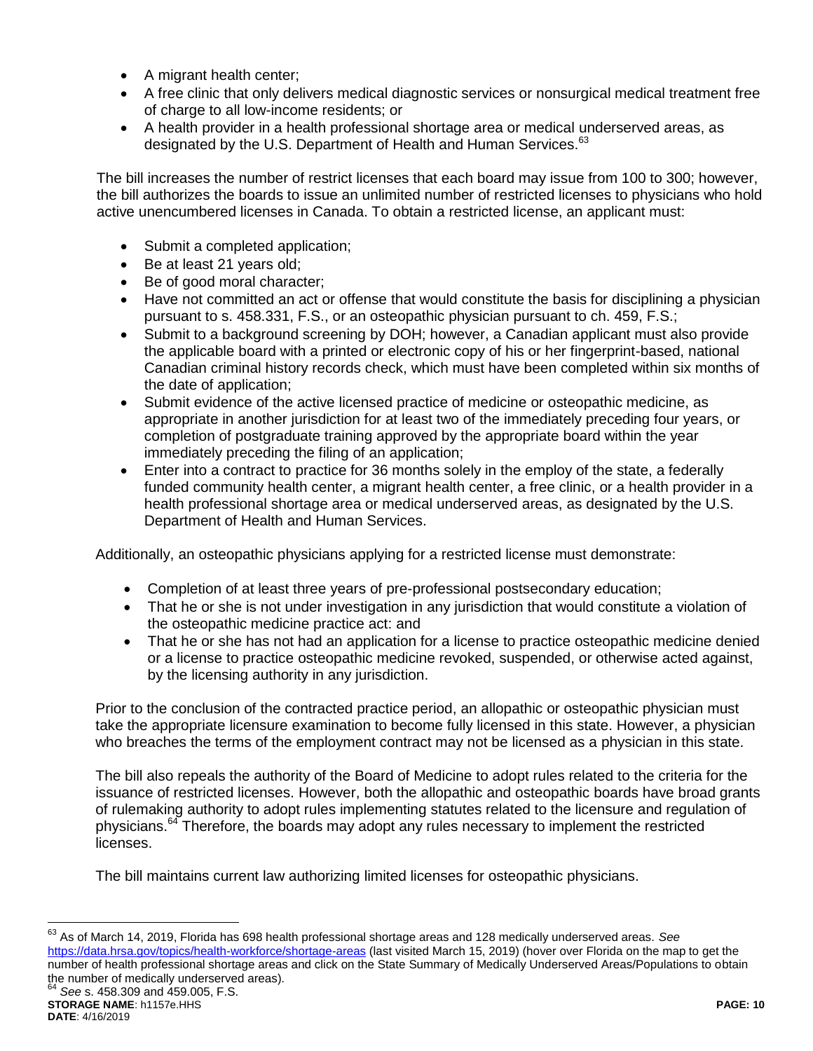- A migrant health center;
- A free clinic that only delivers medical diagnostic services or nonsurgical medical treatment free of charge to all low-income residents; or
- A health provider in a health professional shortage area or medical underserved areas, as designated by the U.S. Department of Health and Human Services.[63]

The bill increases the number of restrict licenses that each board may issue from 100 to 300; however, the bill authorizes the boards to issue an unlimited number of restricted licenses to physicians who hold active unencumbered licenses in Canada. To obtain a restricted license, an applicant must:

- Submit a completed application;
- Be at least 21 years old;
- Be of good moral character;
- Have not committed an act or offense that would constitute the basis for disciplining a physician pursuant to s. 458.331, F.S., or an osteopathic physician pursuant to ch. 459, F.S.;
- Submit to a background screening by DOH; however, a Canadian applicant must also provide the applicable board with a printed or electronic copy of his or her fingerprint-based, national Canadian criminal history records check, which must have been completed within six months of the date of application;
- Submit evidence of the active licensed practice of medicine or osteopathic medicine, as appropriate in another jurisdiction for at least two of the immediately preceding four years, or completion of postgraduate training approved by the appropriate board within the year immediately preceding the filing of an application;
- Enter into a contract to practice for 36 months solely in the employ of the state, a federally funded community health center, a migrant health center, a free clinic, or a health provider in a health professional shortage area or medical underserved areas, as designated by the U.S. Department of Health and Human Services.

Additionally, an osteopathic physicians applying for a restricted license must demonstrate:

- Completion of at least three years of pre-professional postsecondary education;
- That he or she is not under investigation in any jurisdiction that would constitute a violation of the osteopathic medicine practice act: and
- That he or she has not had an application for a license to practice osteopathic medicine denied or a license to practice osteopathic medicine revoked, suspended, or otherwise acted against, by the licensing authority in any jurisdiction.

Prior to the conclusion of the contracted practice period, an allopathic or osteopathic physician must take the appropriate licensure examination to become fully licensed in this state. However, a physician who breaches the terms of the employment contract may not be licensed as a physician in this state.

The bill also repeals the authority of the Board of Medicine to adopt rules related to the criteria for the issuance of restricted licenses. However, both the allopathic and osteopathic boards have broad grants of rulemaking authority to adopt rules implementing statutes related to the licensure and regulation of physicians.[64] Therefore, the boards may adopt any rules necessary to implement the restricted licenses.

The bill maintains current law authorizing limited licenses for osteopathic physicians.

---

[63] As of March 14, 2019, Florida has 698 health professional shortage areas and 128 medically underserved areas. *See* https://data.hrsa.gov/topics/health-workforce/shortage-areas (last visited March 15, 2019) (hover over Florida on the map to get the number of health professional shortage areas and click on the State Summary of Medically Underserved Areas/Populations to obtain the number of medically underserved areas).

[64] *See* s. 458.309 and 459.005, F.S.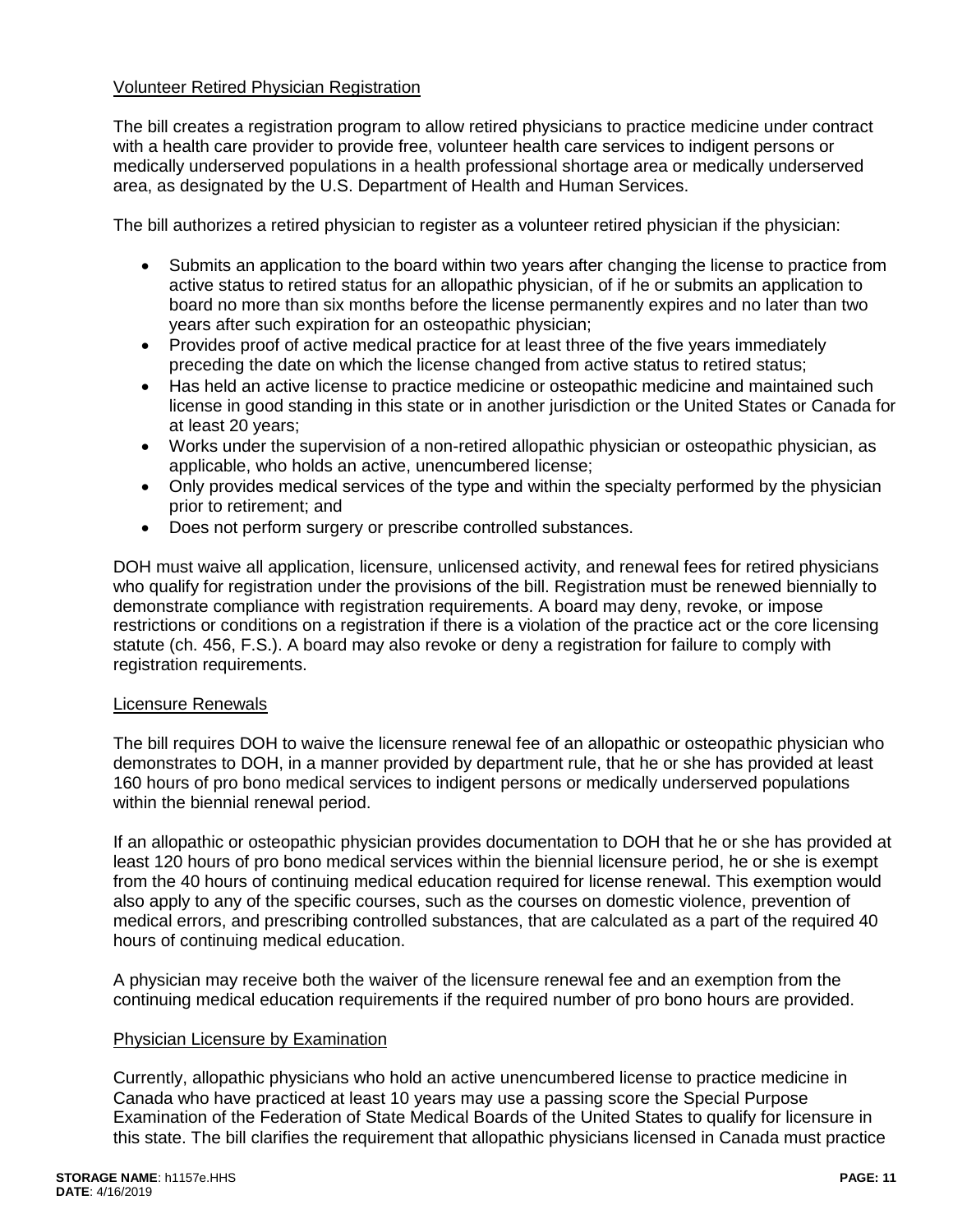Volunteer Retired Physician Registration

The bill creates a registration program to allow retired physicians to practice medicine under contract with a health care provider to provide free, volunteer health care services to indigent persons or medically underserved populations in a health professional shortage area or medically underserved area, as designated by the U.S. Department of Health and Human Services.

The bill authorizes a retired physician to register as a volunteer retired physician if the physician:

- Submits an application to the board within two years after changing the license to practice from active status to retired status for an allopathic physician, of if he or submits an application to board no more than six months before the license permanently expires and no later than two years after such expiration for an osteopathic physician;
- Provides proof of active medical practice for at least three of the five years immediately preceding the date on which the license changed from active status to retired status;
- Has held an active license to practice medicine or osteopathic medicine and maintained such license in good standing in this state or in another jurisdiction or the United States or Canada for at least 20 years;
- Works under the supervision of a non-retired allopathic physician or osteopathic physician, as applicable, who holds an active, unencumbered license;
- Only provides medical services of the type and within the specialty performed by the physician prior to retirement; and
- Does not perform surgery or prescribe controlled substances.

DOH must waive all application, licensure, unlicensed activity, and renewal fees for retired physicians who qualify for registration under the provisions of the bill. Registration must be renewed biennially to demonstrate compliance with registration requirements. A board may deny, revoke, or impose restrictions or conditions on a registration if there is a violation of the practice act or the core licensing statute (ch. 456, F.S.). A board may also revoke or deny a registration for failure to comply with registration requirements.

Licensure Renewals

The bill requires DOH to waive the licensure renewal fee of an allopathic or osteopathic physician who demonstrates to DOH, in a manner provided by department rule, that he or she has provided at least 160 hours of pro bono medical services to indigent persons or medically underserved populations within the biennial renewal period.

If an allopathic or osteopathic physician provides documentation to DOH that he or she has provided at least 120 hours of pro bono medical services within the biennial licensure period, he or she is exempt from the 40 hours of continuing medical education required for license renewal. This exemption would also apply to any of the specific courses, such as the courses on domestic violence, prevention of medical errors, and prescribing controlled substances, that are calculated as a part of the required 40 hours of continuing medical education.

A physician may receive both the waiver of the licensure renewal fee and an exemption from the continuing medical education requirements if the required number of pro bono hours are provided.

Physician Licensure by Examination

Currently, allopathic physicians who hold an active unencumbered license to practice medicine in Canada who have practiced at least 10 years may use a passing score the Special Purpose Examination of the Federation of State Medical Boards of the United States to qualify for licensure in this state. The bill clarifies the requirement that allopathic physicians licensed in Canada must practice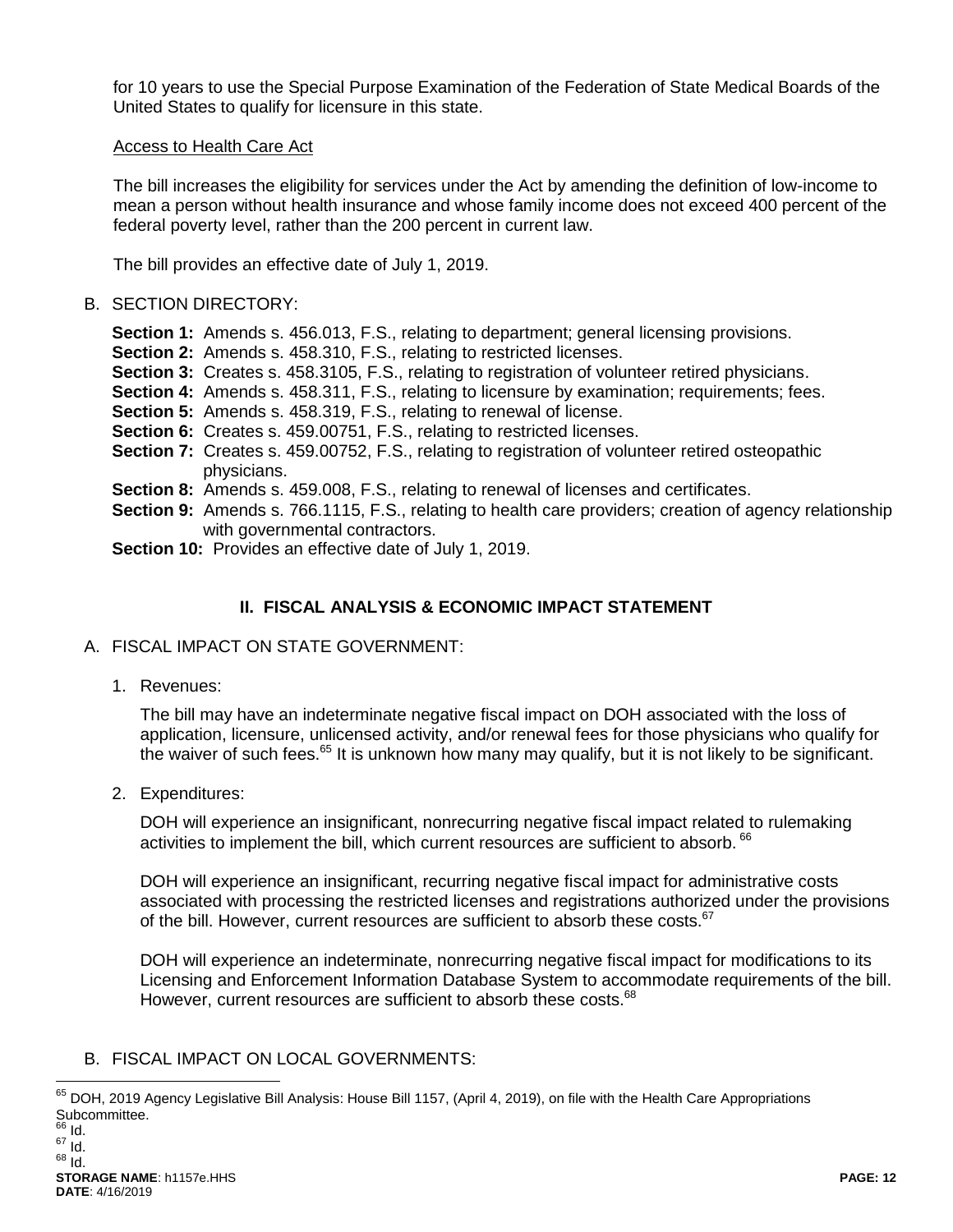for 10 years to use the Special Purpose Examination of the Federation of State Medical Boards of the United States to qualify for licensure in this state.

Access to Health Care Act

The bill increases the eligibility for services under the Act by amending the definition of low-income to mean a person without health insurance and whose family income does not exceed 400 percent of the federal poverty level, rather than the 200 percent in current law.

The bill provides an effective date of July 1, 2019.

B. SECTION DIRECTORY:

**Section 1:** Amends s. 456.013, F.S., relating to department; general licensing provisions.
**Section 2:** Amends s. 458.310, F.S., relating to restricted licenses.
**Section 3:** Creates s. 458.3105, F.S., relating to registration of volunteer retired physicians.
**Section 4:** Amends s. 458.311, F.S., relating to licensure by examination; requirements; fees.
**Section 5:** Amends s. 458.319, F.S., relating to renewal of license.
**Section 6:** Creates s. 459.00751, F.S., relating to restricted licenses.
**Section 7:** Creates s. 459.00752, F.S., relating to registration of volunteer retired osteopathic physicians.
**Section 8:** Amends s. 459.008, F.S., relating to renewal of licenses and certificates.
**Section 9:** Amends s. 766.1115, F.S., relating to health care providers; creation of agency relationship with governmental contractors.
**Section 10:** Provides an effective date of July 1, 2019.

## II. FISCAL ANALYSIS & ECONOMIC IMPACT STATEMENT

A. FISCAL IMPACT ON STATE GOVERNMENT:

1. Revenues:

The bill may have an indeterminate negative fiscal impact on DOH associated with the loss of application, licensure, unlicensed activity, and/or renewal fees for those physicians who qualify for the waiver of such fees.[65] It is unknown how many may qualify, but it is not likely to be significant.

2. Expenditures:

DOH will experience an insignificant, nonrecurring negative fiscal impact related to rulemaking activities to implement the bill, which current resources are sufficient to absorb.[66]

DOH will experience an insignificant, recurring negative fiscal impact for administrative costs associated with processing the restricted licenses and registrations authorized under the provisions of the bill. However, current resources are sufficient to absorb these costs.[67]

DOH will experience an indeterminate, nonrecurring negative fiscal impact for modifications to its Licensing and Enforcement Information Database System to accommodate requirements of the bill. However, current resources are sufficient to absorb these costs.[68]

B. FISCAL IMPACT ON LOCAL GOVERNMENTS:

[65] DOH, 2019 Agency Legislative Bill Analysis: House Bill 1157, (April 4, 2019), on file with the Health Care Appropriations Subcommittee.
[66] Id.
[67] Id.
[68] Id.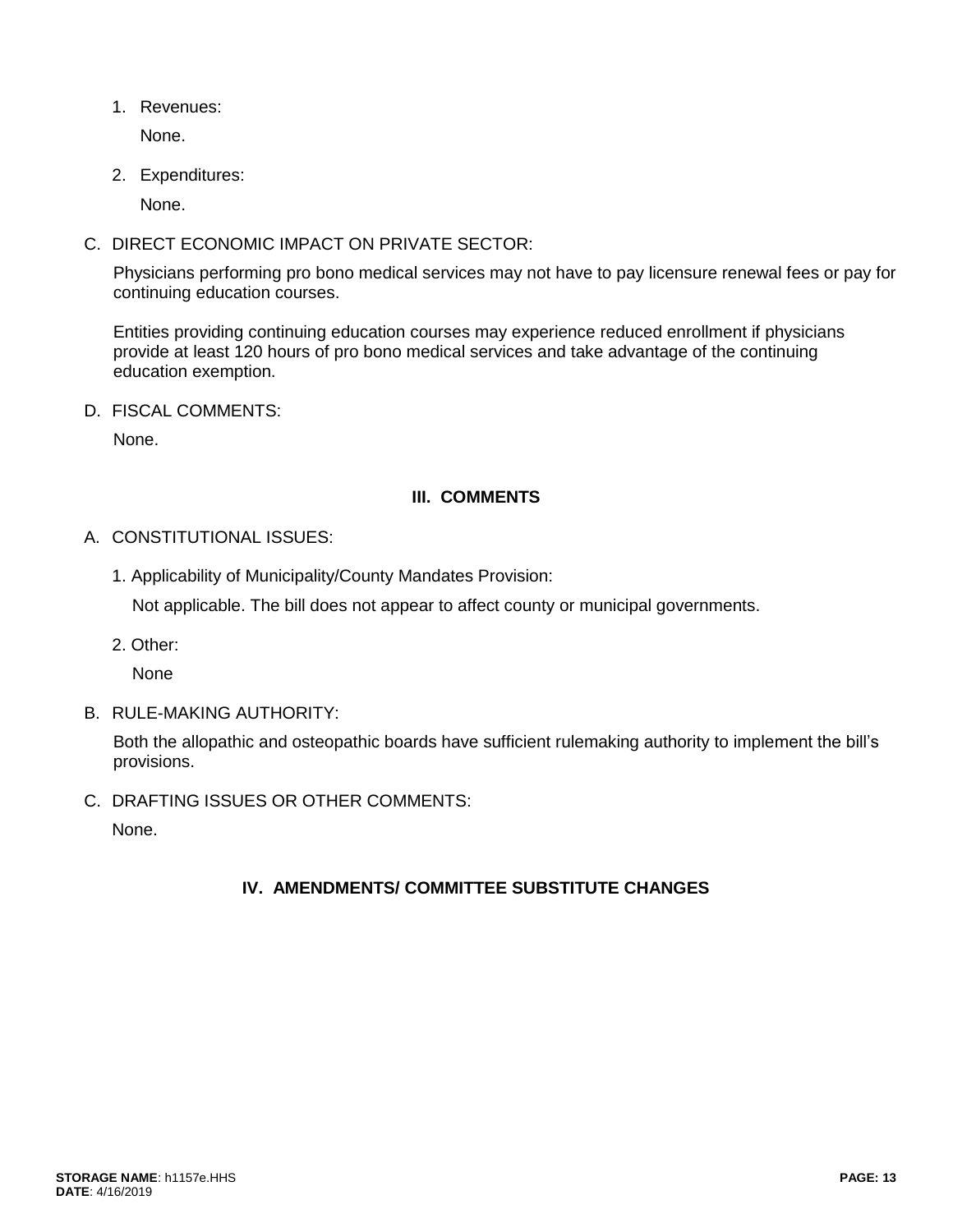1. Revenues:

   None.

2. Expenditures:

   None.

C. DIRECT ECONOMIC IMPACT ON PRIVATE SECTOR:

Physicians performing pro bono medical services may not have to pay licensure renewal fees or pay for continuing education courses.

Entities providing continuing education courses may experience reduced enrollment if physicians provide at least 120 hours of pro bono medical services and take advantage of the continuing education exemption.

D. FISCAL COMMENTS:

None.

## III. COMMENTS

A. CONSTITUTIONAL ISSUES:

1. Applicability of Municipality/County Mandates Provision:

   Not applicable. The bill does not appear to affect county or municipal governments.

2. Other:

   None

B. RULE-MAKING AUTHORITY:

Both the allopathic and osteopathic boards have sufficient rulemaking authority to implement the bill's provisions.

C. DRAFTING ISSUES OR OTHER COMMENTS:

None.

## IV. AMENDMENTS/ COMMITTEE SUBSTITUTE CHANGES